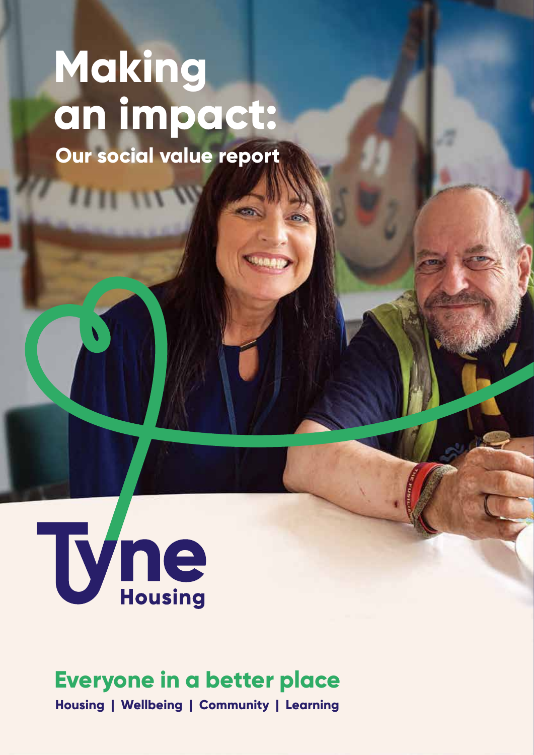# Making an impact:

## Our social value report

Tyne Housing

## Everyone in a better place

**Housing | Wellbeing | Community | Learning**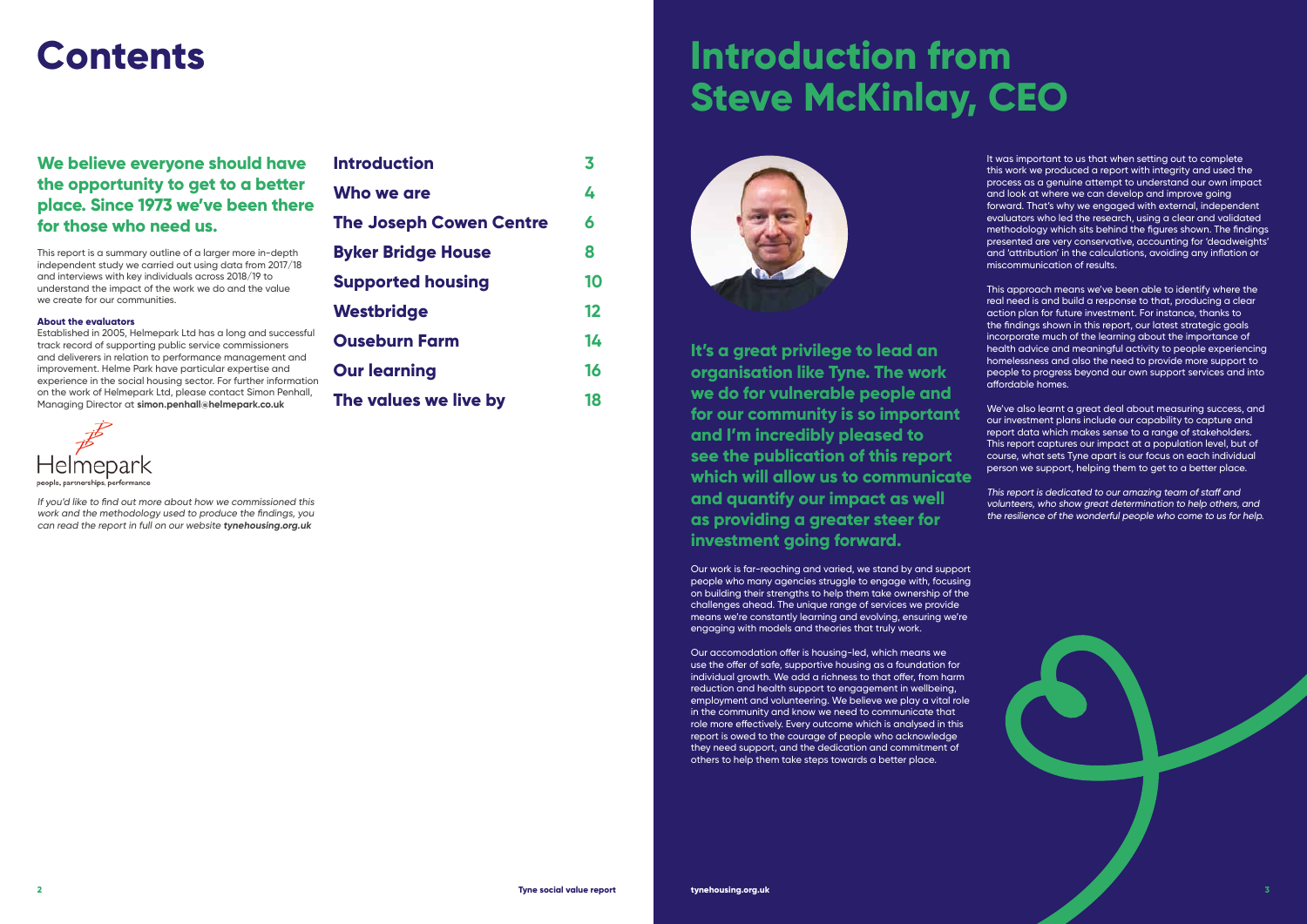# Contents

## We believe everyone should have the opportunity to get to a better place. Since 1973 we've been there for those who need us.

This report is a summary outline of a larger more in-depth independent study we carried out using data from 2017/18 and interviews with key individuals across 2018/19 to understand the impact of the work we do and the value we create for our communities.

**About the evaluators**

Established in 2005, Helmepark Ltd has a long and successful track record of supporting public service commissioners and deliverers in relation to performance management and improvement. Helme Park have particular expertise and experience in the social housing sector. For further information on the work of Helmepark Ltd, please contact Simon Penhall, Managing Director at **simon.penhall@helmepark.co.uk**

Helmepark
people, partnerships, performance

*If you'd like to find out more about how we commissioned this work and the methodology used to produce the findings, you can read the report in full on our website **tynehousing.org.uk***

| | |
|---|---|
| **Introduction** | **3** |
| **Who we are** | **4** |
| **The Joseph Cowen Centre** | **6** |
| **Byker Bridge House** | **8** |
| **Supported housing** | **10** |
| **Westbridge** | **12** |
| **Ouseburn Farm** | **14** |
| **Our learning** | **16** |
| **The values we live by** | **18** |

# Introduction from Steve McKinlay, CEO

## It's a great privilege to lead an organisation like Tyne. The work we do for vulnerable people and for our community is so important and I'm incredibly pleased to see the publication of this report which will allow us to communicate and quantify our impact as well as providing a greater steer for investment going forward.

Our work is far-reaching and varied, we stand by and support people who many agencies struggle to engage with, focusing on building their strengths to help them take ownership of the challenges ahead. The unique range of services we provide means we're constantly learning and evolving, ensuring we're engaging with models and theories that truly work.

Our accomodation offer is housing-led, which means we use the offer of safe, supportive housing as a foundation for individual growth. We add a richness to that offer, from harm reduction and health support to engagement in wellbeing, employment and volunteering. We believe we play a vital role in the community and know we need to communicate that role more effectively. Every outcome which is analysed in this report is owed to the courage of people who acknowledge they need support, and the dedication and commitment of others to help them take steps towards a better place.

It was important to us that when setting out to complete this work we produced a report with integrity and used the process as a genuine attempt to understand our own impact and look at where we can develop and improve going forward. That's why we engaged with external, independent evaluators who led the research, using a clear and validated methodology which sits behind the figures shown. The findings presented are very conservative, accounting for 'deadweights' and 'attribution' in the calculations, avoiding any inflation or miscommunication of results.

This approach means we've been able to identify where the real need is and build a response to that, producing a clear action plan for future investment. For instance, thanks to the findings shown in this report, our latest strategic goals incorporate much of the learning about the importance of health advice and meaningful activity to people experiencing homelessness and also the need to provide more support to people to progress beyond our own support services and into affordable homes.

We've also learnt a great deal about measuring success, and our investment plans include our capability to capture and report data which makes sense to a range of stakeholders. This report captures our impact at a population level, but of course, what sets Tyne apart is our focus on each individual person we support, helping them to get to a better place.

*This report is dedicated to our amazing team of staff and volunteers, who show great determination to help others, and the resilience of the wonderful people who come to us for help.*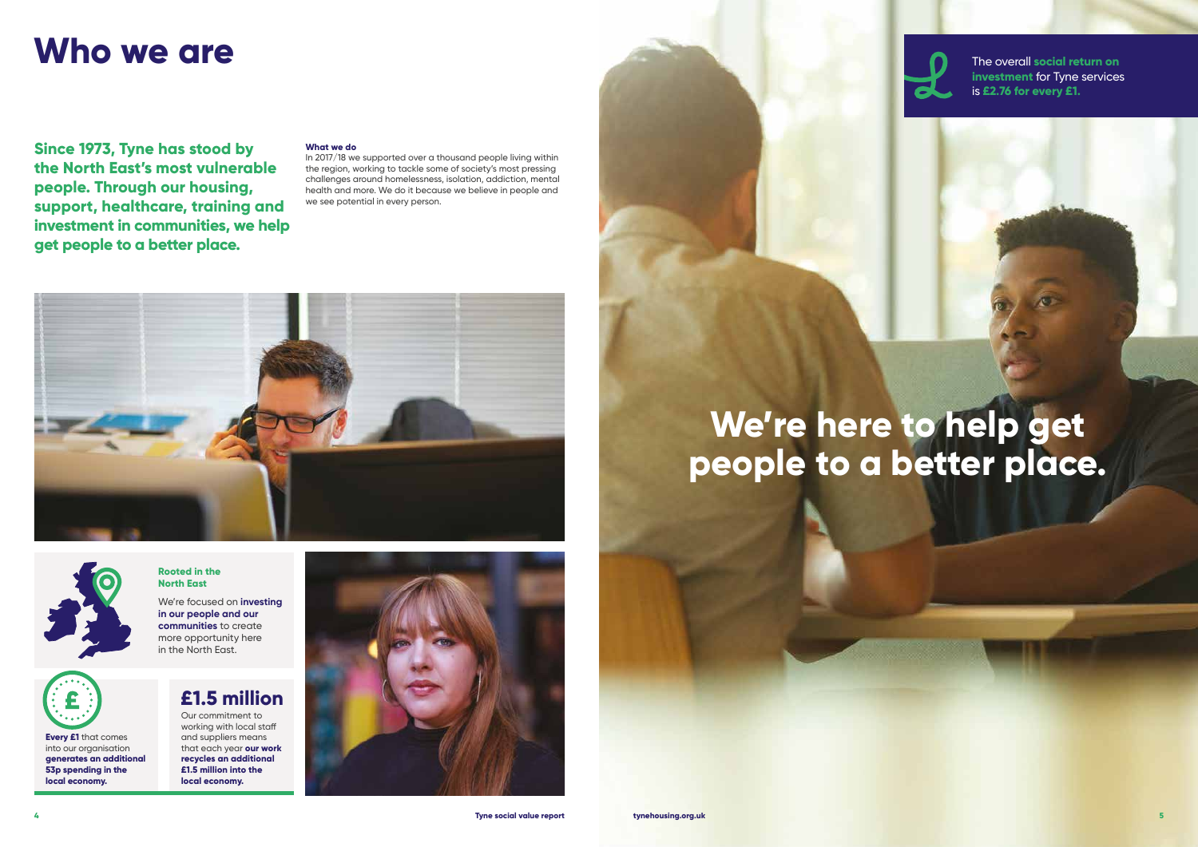# Who we are

**Since 1973, Tyne has stood by the North East's most vulnerable people. Through our housing, support, healthcare, training and investment in communities, we help get people to a better place.**

**What we do**

In 2017/18 we supported over a thousand people living within the region, working to tackle some of society's most pressing challenges around homelessness, isolation, addiction, mental health and more. We do it because we believe in people and we see potential in every person.

**Rooted in the North East**

We're focused on **investing in our people and our communities** to create more opportunity here in the North East.

**Every £1** that comes into our organisation **generates an additional 53p spending in the local economy.**

## £1.5 million

Our commitment to working with local staff and suppliers means that each year **our work recycles an additional £1.5 million into the local economy.**

The overall **social return on investment** for Tyne services is **£2.76 for every £1.**

# We're here to help get people to a better place.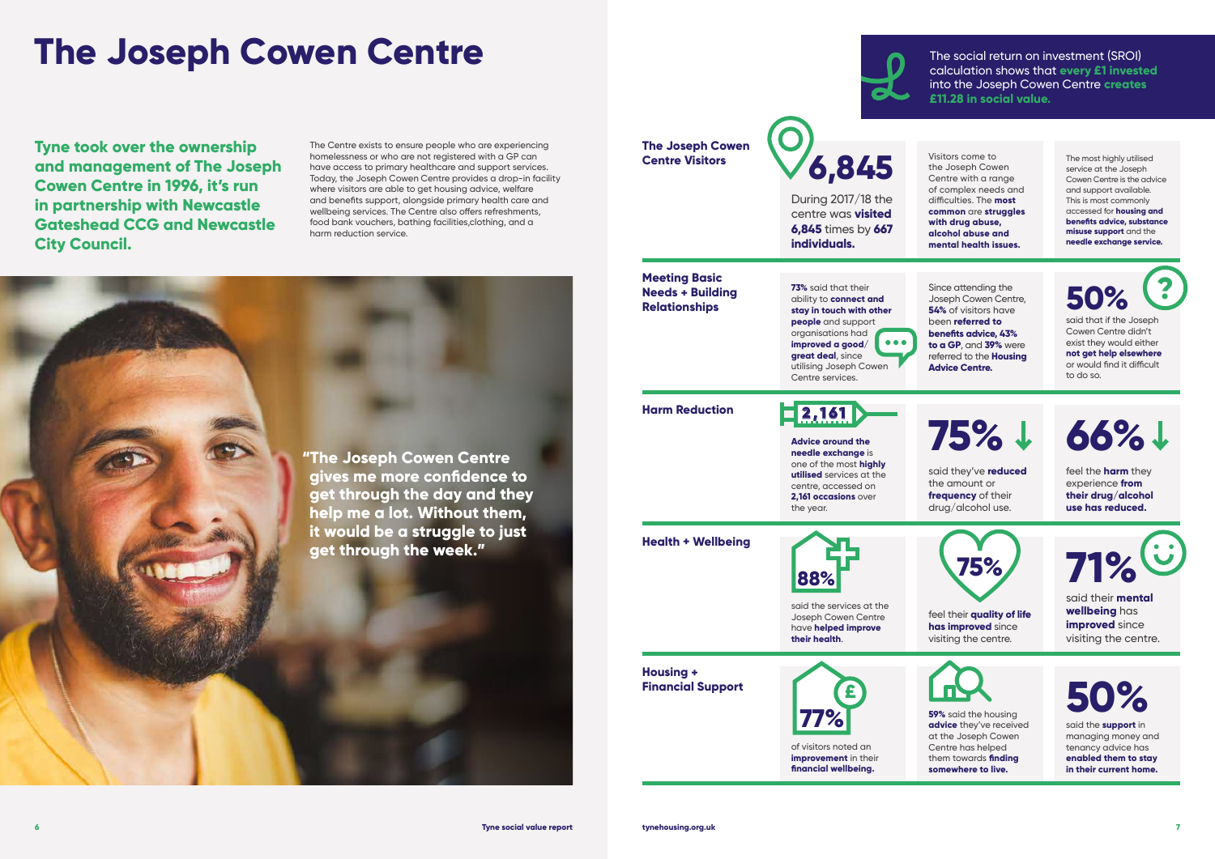# The Joseph Cowen Centre

**Tyne took over the ownership and management of The Joseph Cowen Centre in 1996, it's run in partnership with Newcastle Gateshead CCG and Newcastle City Council.**

The Centre exists to ensure people who are experiencing homelessness or who are not registered with a GP can have access to primary healthcare and support services. Today, the Joseph Cowen Centre provides a drop-in facility where visitors are able to get housing advice, welfare and benefits support, alongside primary health care and wellbeing services. The Centre also offers refreshments, food bank vouchers, bathing facilities,clothing, and a harm reduction service.

**"The Joseph Cowen Centre gives me more confidence to get through the day and they help me a lot. Without them, it would be a struggle to just get through the week."**

The social return on investment (SROI) calculation shows that **every £1 invested** into the Joseph Cowen Centre **creates £11.28 in social value.**

## The Joseph Cowen Centre Visitors

**6,845**

During 2017/18 the centre was **visited 6,845** times by **667 individuals.**

Visitors come to the Joseph Cowen Centre with a range of complex needs and difficulties. The **most common** are **struggles with drug abuse, alcohol abuse and mental health issues.**

The most highly utilised service at the Joseph Cowen Centre is the advice and support available. This is most commonly accessed for **housing and benefits advice, substance misuse support** and the **needle exchange service.**

## Meeting Basic Needs + Building Relationships

**73%** said that their ability to **connect and stay in touch with other people** and support organisations had **improved a good/great deal**, since utilising Joseph Cowen Centre services.

Since attending the Joseph Cowen Centre, **54%** of visitors have been **referred to benefits advice, 43% to a GP**, and **39%** were referred to the **Housing Advice Centre.**

**50%** said that if the Joseph Cowen Centre didn't exist they would either **not get help elsewhere** or would find it difficult to do so.

## Harm Reduction

**2,161**

**Advice around the needle exchange** is one of the most **highly utilised** services at the centre, accessed on **2,161 occasions** over the year.

**75%** said they've **reduced** the amount or **frequency** of their drug/alcohol use.

**66%** feel the **harm** they experience **from their drug/alcohol use has reduced.**

## Health + Wellbeing

**88%** said the services at the Joseph Cowen Centre have **helped improve their health**.

**75%** feel their **quality of life has improved** since visiting the centre.

**71%** said their **mental wellbeing** has **improved** since visiting the centre.

## Housing + Financial Support

**77%** of visitors noted an **improvement** in their **financial wellbeing.**

**59%** said the housing **advice** they've received at the Joseph Cowen Centre has helped them towards **finding somewhere to live.**

**50%** said the **support** in managing money and tenancy advice has **enabled them to stay in their current home.**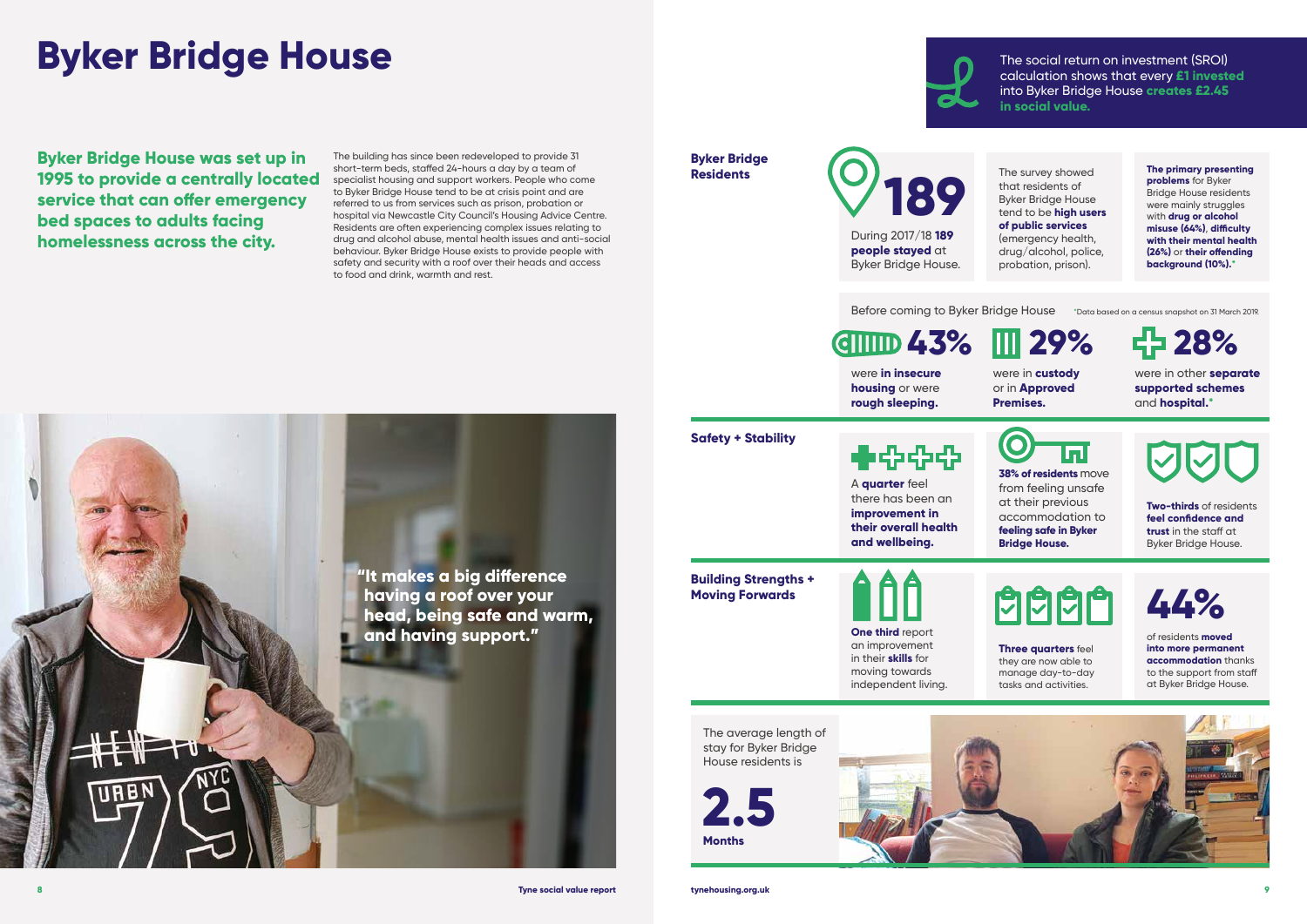# Byker Bridge House

**Byker Bridge House was set up in 1995 to provide a centrally located service that can offer emergency bed spaces to adults facing homelessness across the city.**

The building has since been redeveloped to provide 31 short-term beds, staffed 24-hours a day by a team of specialist housing and support workers. People who come to Byker Bridge House tend to be at crisis point and are referred to us from services such as prison, probation or hospital via Newcastle City Council's Housing Advice Centre. Residents are often experiencing complex issues relating to drug and alcohol abuse, mental health issues and anti-social behaviour. Byker Bridge House exists to provide people with safety and security with a roof over their heads and access to food and drink, warmth and rest.

**"It makes a big difference having a roof over your head, being safe and warm, and having support."**

The social return on investment (SROI) calculation shows that every **£1 invested** into Byker Bridge House **creates £2.45 in social value.**

## Byker Bridge Residents

**189**

During 2017/18 **189 people stayed** at Byker Bridge House.

The survey showed that residents of Byker Bridge House tend to be **high users of public services** (emergency health, drug/alcohol, police, probation, prison).

**The primary presenting problems** for Byker Bridge House residents were mainly struggles with **drug or alcohol misuse (64%), difficulty with their mental health (26%)** or **their offending background (10%).***

Before coming to Byker Bridge House

**43%** were **in insecure housing** or were **rough sleeping.**

**29%** were in **custody** or in **Approved Premises.**

**28%** were in other **separate supported schemes** and **hospital.***

*Data based on a census snapshot on 31 March 2019.

## Safety + Stability

A **quarter** feel there has been an **improvement in their overall health and wellbeing.**

**38% of residents** move from feeling unsafe at their previous accommodation to **feeling safe in Byker Bridge House.**

**Two-thirds** of residents **feel confidence and trust** in the staff at Byker Bridge House.

## Building Strengths + Moving Forwards

**One third** report an improvement in their **skills** for moving towards independent living.

**Three quarters** feel they are now able to manage day-to-day tasks and activities.

**44%** of residents **moved into more permanent accommodation** thanks to the support from staff at Byker Bridge House.

The average length of stay for Byker Bridge House residents is

**2.5 Months**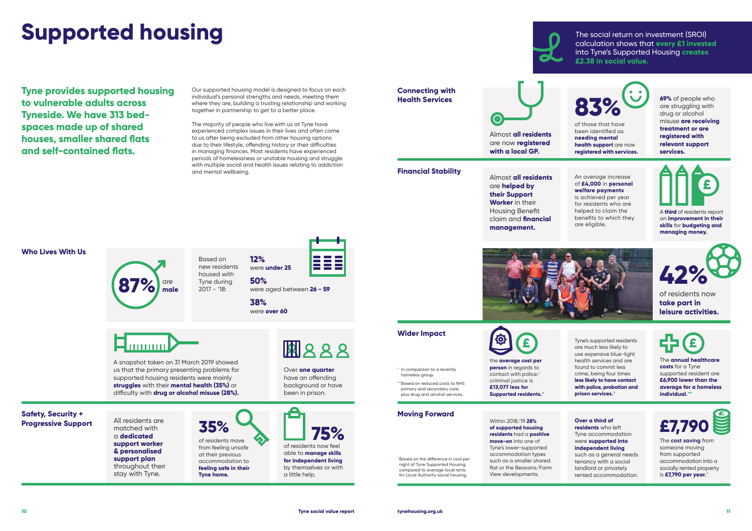# Supported housing

**Tyne provides supported housing to vulnerable adults across Tyneside. We have 313 bed-spaces made up of shared houses, smaller shared flats and self-contained flats.**

Our supported housing model is designed to focus on each individual's personal strengths and needs, meeting them where they are, building a trusting relationship and working together in partnership to get to a better place.

The majority of people who live with us at Tyne have experienced complex issues in their lives and often come to us after being excluded from other housing options due to their lifestyle, offending history or their difficulties in managing finances. Most residents have experienced periods of homelessness or unstable housing and struggle with multiple social and health issues relating to addiction and mental wellbeing.

## Who Lives With Us

**87%** are **male**

Based on new residents housed with Tyne during 2017 - '18:

- **12%** were **under 25**
- **50%** were aged between **26 - 59**
- **38%** were **over 60**

A snapshot taken on 31 March 2019 showed us that the primary presenting problems for supported housing residents were mainly **struggles** with their **mental health (35%)** or difficulty with **drug or alcohol misuse (28%).**

Over **one quarter** have an offending background or have been in prison.

## Safety, Security + Progressive Support

All residents are matched with a **dedicated support worker & personalised support plan** throughout their stay with Tyne.

**35%** of residents move from feeling unsafe at their previous accommodation to **feeling safe in their Tyne home.**

**75%** of residents now feel able to **manage skills for independent living** by themselves or with a little help.

The social return on investment (SROI) calculation shows that **every £1 invested** into Tyne's Supported Housing **creates £2.38 in social value.**

## Connecting with Health Services

Almost **all residents** are now **registered with a local GP.**

**83%** of those that have been identified as **needing mental health support** are now **registered with services.**

**69%** of people who are struggling with drug or alcohol misuse **are receiving treatment or are registered with relevant support services.**

## Financial Stability

Almost **all residents** are **helped by their Support Worker** in their Housing Benefit claim and **financial management.**

An average increase of **£4,000** in **personal welfare payments** is achieved per year for residents who are helped to claim the benefits to which they are eligible.

A **third** of residents report an **improvement in their skills** for **budgeting and managing money.**

**42%** of residents now **take part in leisure activities.**

## Wider Impact

the **average cost per person** in regards to contact with police/criminal justice is **£13,077 less for Supported residents.***

Tyne's supported residents are much less likely to use expensive blue-light health services and are found to commit less crime, being four times **less likely to have contact with police, probation and prison services.***

The **annual healthcare costs** for a Tyne supported resident are **£6,900 lower than the average for a homeless individual.****

* In comparison to a recently homeless group.

**Based on reduced costs to NHS primary and secondary care, plus drug and alcohol services.

## Moving Forward

Within 2018/19 **28% of supported housing residents** had a **positive move-on** into one of Tyne's lower-supported accommodation types such as a smaller shared flat or the Beavans/Farm View developments.

**Over a third of residents** who left Tyne accommodation were **supported into independent living** such as a general needs tenancy with a social landlord or privately rented accommodation.

**£7,790** The **cost saving** from someone moving from supported accommodation into a socially rented property is **£7,790 per year.***

*Based on the difference in cost per night of Tyne Supported Housing compared to average local rents for Local Authority social housing.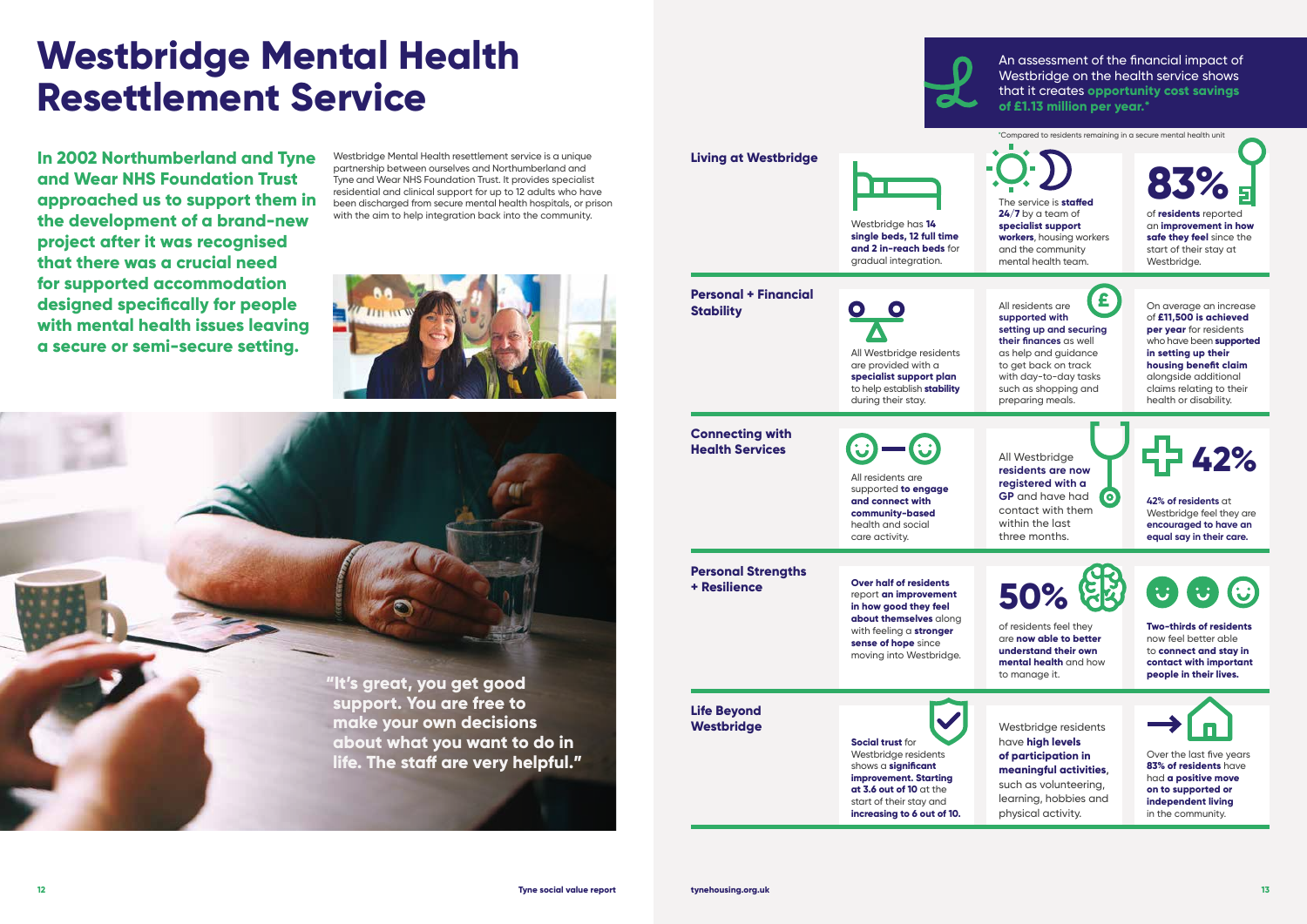# Westbridge Mental Health Resettlement Service

**In 2002 Northumberland and Tyne and Wear NHS Foundation Trust approached us to support them in the development of a brand-new project after it was recognised that there was a crucial need for supported accommodation designed specifically for people with mental health issues leaving a secure or semi-secure setting.**

Westbridge Mental Health resettlement service is a unique partnership between ourselves and Northumberland and Tyne and Wear NHS Foundation Trust. It provides specialist residential and clinical support for up to 12 adults who have been discharged from secure mental health hospitals, or prison with the aim to help integration back into the community.

**"It's great, you get good support. You are free to make your own decisions about what you want to do in life. The staff are very helpful."**

An assessment of the financial impact of Westbridge on the health service shows that it creates **opportunity cost savings of £1.13 million per year.***

*Compared to residents remaining in a secure mental health unit

## Living at Westbridge

Westbridge has **14 single beds, 12 full time and 2 in-reach beds** for gradual integration.

The service is **staffed 24/7** by a team of **specialist support workers**, housing workers and the community mental health team.

**83%** of **residents** reported an **improvement in how safe they feel** since the start of their stay at Westbridge.

## Personal + Financial Stability

All Westbridge residents are provided with a **specialist support plan** to help establish **stability** during their stay.

All residents are **supported with setting up and securing their finances** as well as help and guidance to get back on track with day-to-day tasks such as shopping and preparing meals.

On average an increase of **£11,500 is achieved per year** for residents who have been **supported in setting up their housing benefit claim** alongside additional claims relating to their health or disability.

## Connecting with Health Services

All residents are supported **to engage and connect with community-based** health and social care activity.

All Westbridge **residents are now registered with a GP** and have had contact with them within the last three months.

**42%**

**42% of residents** at Westbridge feel they are **encouraged to have an equal say in their care.**

## Personal Strengths + Resilience

**Over half of residents** report **an improvement in how good they feel about themselves** along with feeling a **stronger sense of hope** since moving into Westbridge.

**50%** of residents feel they are **now able to better understand their own mental health** and how to manage it.

**Two-thirds of residents** now feel better able to **connect and stay in contact with important people in their lives.**

## Life Beyond Westbridge

**Social trust** for Westbridge residents shows a **significant improvement. Starting at 3.6 out of 10** at the start of their stay and **increasing to 6 out of 10.**

Westbridge residents have **high levels of participation in meaningful activities,** such as volunteering, learning, hobbies and physical activity.

Over the last five years **83% of residents** have had **a positive move on to supported or independent living** in the community.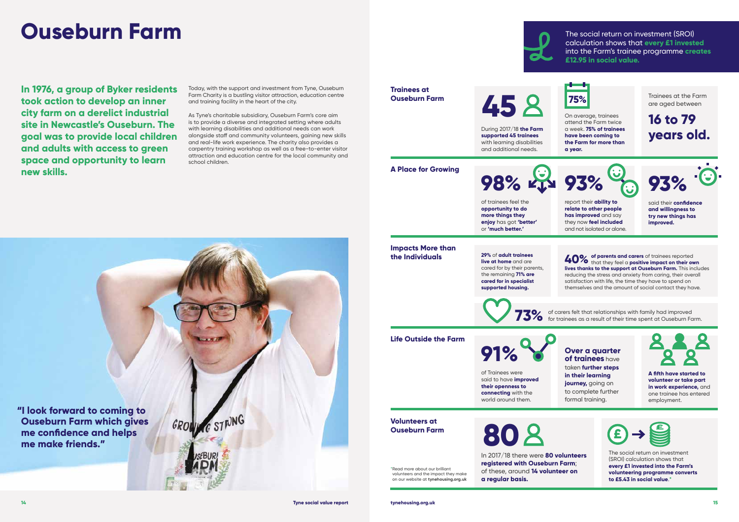# Ouseburn Farm

**In 1976, a group of Byker residents took action to develop an inner city farm on a derelict industrial site in Newcastle's Ouseburn. The goal was to provide local children and adults with access to green space and opportunity to learn new skills.**

Today, with the support and investment from Tyne, Ouseburn Farm Charity is a bustling visitor attraction, education centre and training facility in the heart of the city.

As Tyne's charitable subsidiary, Ouseburn Farm's core aim is to provide a diverse and integrated setting where adults with learning disabilities and additional needs can work alongside staff and community volunteers, gaining new skills and real-life work experience. The charity also provides a carpentry training workshop as well as a free-to-enter visitor attraction and education centre for the local community and school children.

**"I look forward to coming to Ouseburn Farm which gives me confidence and helps me make friends."**

The social return on investment (SROI) calculation shows that **every £1 invested** into the Farm's trainee programme **creates £12.95 in social value.**

## Trainees at Ouseburn Farm

**45**

During 2017/18 **the Farm supported 45 trainees** with learning disabilities and additional needs.

**75%**

On average, trainees attend the Farm twice a week. **75% of trainees have been coming to the Farm for more than a year.**

Trainees at the Farm are aged between

**16 to 79 years old.**

## A Place for Growing

**98%**

of trainees feel the **opportunity to do more things they enjoy** has got **'better'** or **'much better.'**

**93%**

report their **ability to relate to other people has improved** and say they now **feel included** and not isolated or alone.

**93%**

said their **confidence and willingness to try new things has improved.**

## Impacts More than the Individuals

**29%** of **adult trainees live at home** and are cared for by their parents, the remaining **71% are cared for in specialist supported housing.**

**40%** **of parents and carers** of trainees reported that they feel a **positive impact on their own lives thanks to the support at Ouseburn Farm.** This includes reducing the stress and anxiety from caring, their overall satisfaction with life, the time they have to spend on themselves and the amount of social contact they have.

**73%** of carers felt that relationships with family had improved for trainees as a result of their time spent at Ouseburn Farm.

## Life Outside the Farm

**91%**

of Trainees were said to have **improved their openness to connecting** with the world around them.

**Over a quarter of trainees** have taken **further steps in their learning journey,** going on to complete further formal training.

**A fifth have started to volunteer or take part in work experience,** and one trainee has entered employment.

## Volunteers at Ouseburn Farm

**80**

In 2017/18 there were **80 volunteers registered with Ouseburn Farm**; of these, around **14 volunteer on a regular basis.**

The social return on investment (SROI) calculation shows that **every £1 invested into the Farm's volunteering programme converts to £5.43 in social value.***

*Read more about our brilliant volunteers and the impact they make on our website at **tynehousing.org.uk**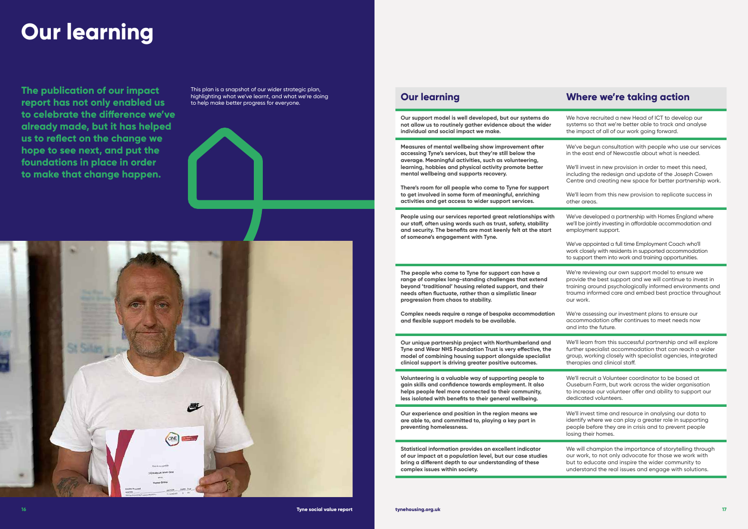# Our learning

**The publication of our impact report has not only enabled us to celebrate the difference we've already made, but it has helped us to reflect on the change we hope to see next, and put the foundations in place in order to make that change happen.**

This plan is a snapshot of our wider strategic plan, highlighting what we've learnt, and what we're doing to help make better progress for everyone.

| Our learning | Where we're taking action |
|---|---|
| **Our support model is well developed, but our systems do not allow us to routinely gather evidence about the wider individual and social impact we make.** | We have recruited a new Head of ICT to develop our systems so that we're better able to track and analyse the impact of all of our work going forward. |
| **Measures of mental wellbeing show improvement after accessing Tyne's services, but they're still below the average. Meaningful activities, such as volunteering, learning, hobbies and physical activity promote better mental wellbeing and supports recovery.**<br><br>**There's room for all people who come to Tyne for support to get involved in some form of meaningful, enriching activities and get access to wider support services.** | We've begun consultation with people who use our services in the east end of Newcastle about what is needed.<br><br>We'll invest in new provision in order to meet this need, including the redesign and update of the Joseph Cowen Centre and creating new space for better partnership work.<br><br>We'll learn from this new provision to replicate success in other areas. |
| **People using our services reported great relationships with our staff, often using words such as trust, safety, stability and security. The benefits are most keenly felt at the start of someone's engagement with Tyne.** | We've developed a partnership with Homes England where we'll be jointly investing in affordable accommodation and employment support.<br><br>We've appointed a full time Employment Coach who'll work closely with residents in supported accommodation to support them into work and training opportunities. |
| **The people who come to Tyne for support can have a range of complex long-standing challenges that extend beyond 'traditional' housing related support, and their needs often fluctuate, rather than a simplistic linear progression from chaos to stability.**<br><br>**Complex needs require a range of bespoke accommodation and flexible support models to be available.** | We're reviewing our own support model to ensure we provide the best support and we will continue to invest in training around psychologically informed environments and trauma informed care and embed best practice throughout our work.<br><br>We're assessing our investment plans to ensure our accommodation offer continues to meet needs now and into the future. |
| **Our unique partnership project with Northumberland and Tyne and Wear NHS Foundation Trust is very effective, the model of combining housing support alongside specialist clinical support is driving greater positive outcomes.** | We'll learn from this successful partnership and will explore further specialist accommodation that can reach a wider group, working closely with specialist agencies, integrated therapies and clinical staff. |
| **Volunteering is a valuable way of supporting people to gain skills and confidence towards employment. It also helps people feel more connected to their community, less isolated with benefits to their general wellbeing.** | We'll recruit a Volunteer coordinator to be based at Ouseburn Farm, but work across the wider organisation to increase our volunteer offer and ability to support our dedicated volunteers. |
| **Our experience and position in the region means we are able to, and committed to, playing a key part in preventing homelessness.** | We'll invest time and resource in analysing our data to identify where we can play a greater role in supporting people before they are in crisis and to prevent people losing their homes. |
| **Statistical information provides an excellent indicator of our impact at a population level, but our case studies bring a different depth to our understanding of these complex issues within society.** | We will champion the importance of storytelling through our work, to not only advocate for those we work with but to educate and inspire the wider community to understand the real issues and engage with solutions. |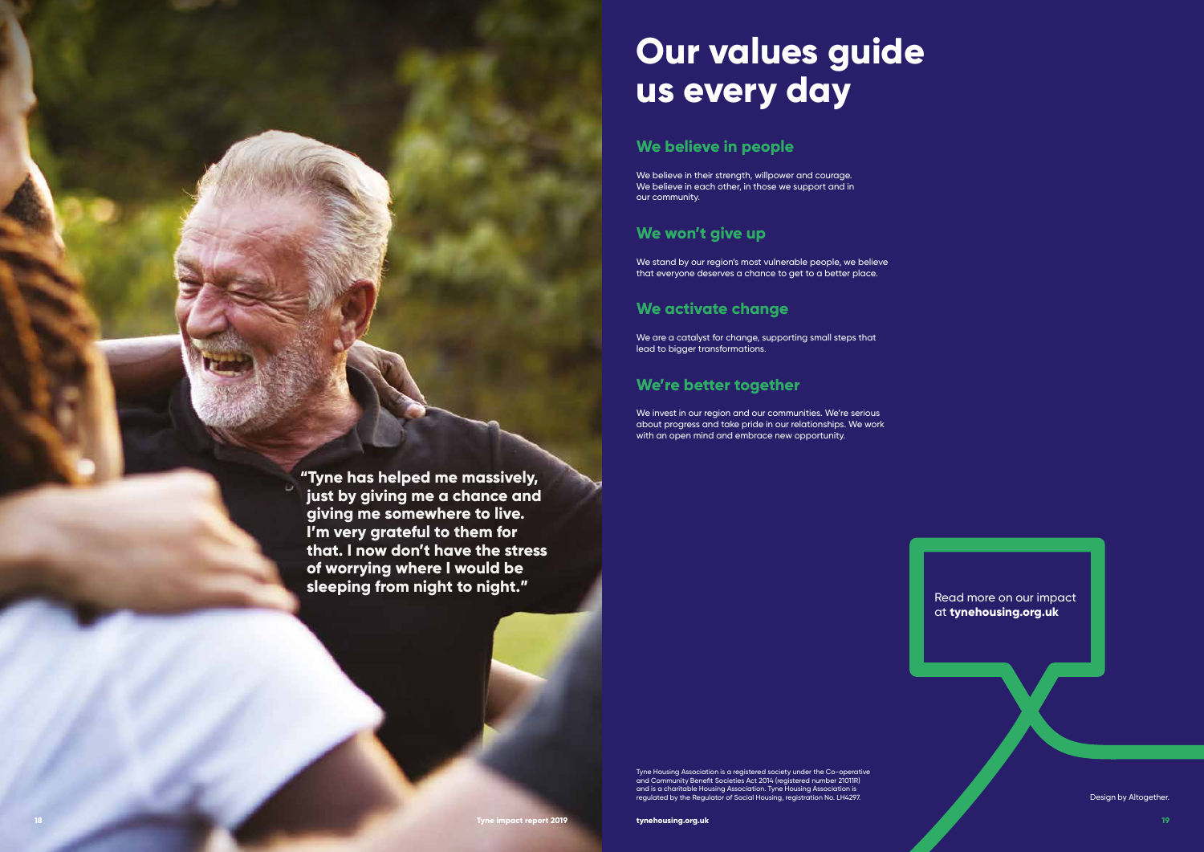"Tyne has helped me massively, just by giving me a chance and giving me somewhere to live. I'm very grateful to them for that. I now don't have the stress of worrying where I would be sleeping from night to night."

# Our values guide us every day

## We believe in people

We believe in their strength, willpower and courage. We believe in each other, in those we support and in our community.

## We won't give up

We stand by our region's most vulnerable people, we believe that everyone deserves a chance to get to a better place.

## We activate change

We are a catalyst for change, supporting small steps that lead to bigger transformations.

## We're better together

We invest in our region and our communities. We're serious about progress and take pride in our relationships. We work with an open mind and embrace new opportunity.

Read more on our impact at **tynehousing.org.uk**

Tyne Housing Association is a registered society under the Co-operative and Community Benefit Societies Act 2014 (registered number 21011R) and is a charitable Housing Association. Tyne Housing Association is regulated by the Regulator of Social Housing, registration No. LH4297.

Design by Altogether.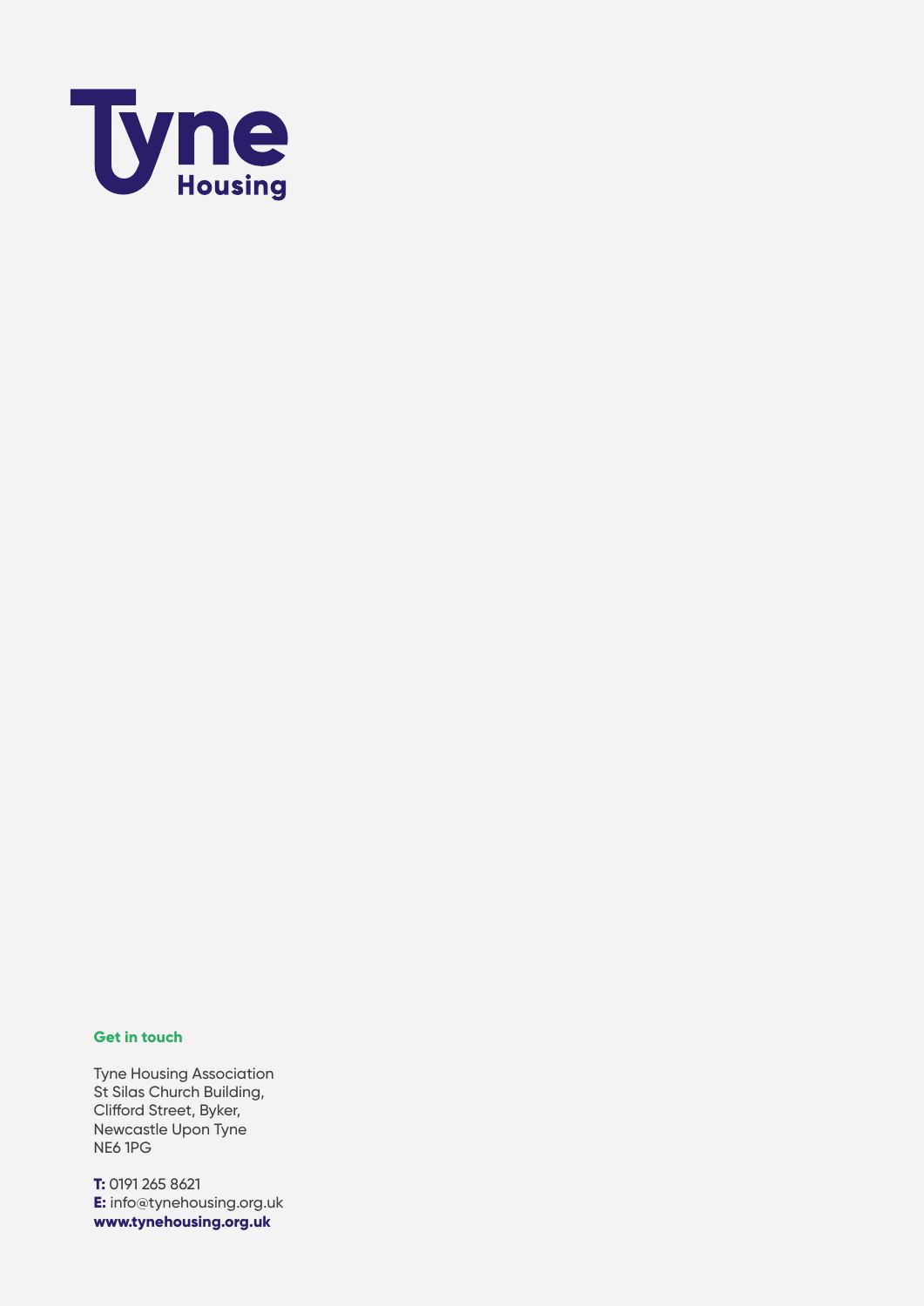Tyne Housing

**Get in touch**

Tyne Housing Association
St Silas Church Building,
Clifford Street, Byker,
Newcastle Upon Tyne
NE6 1PG

**T:** 0191 265 8621
**E:** info@tynehousing.org.uk
**www.tynehousing.org.uk**